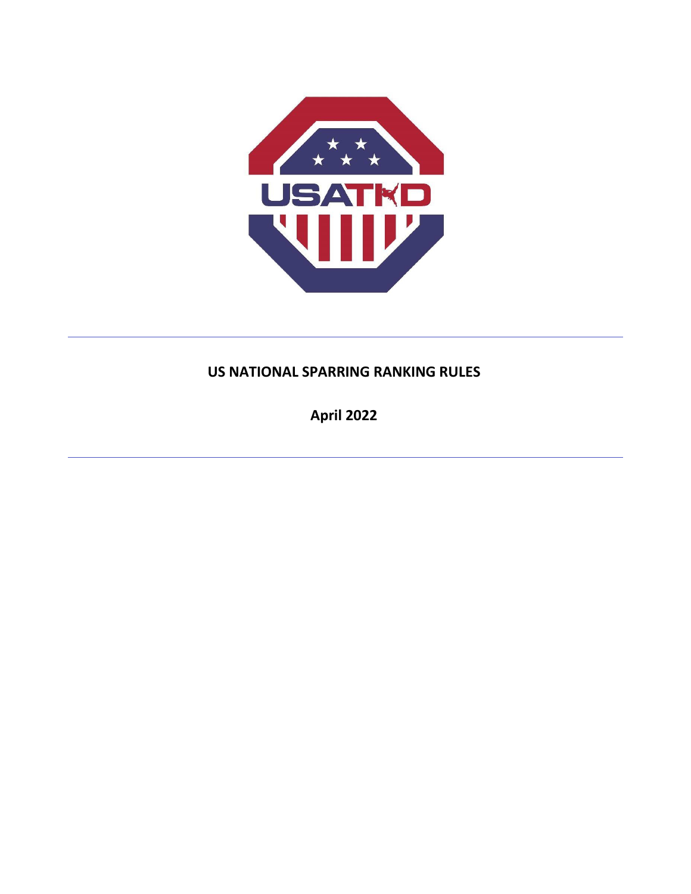# US NATIONAL SPARRING RANKING RULES

**April 2022**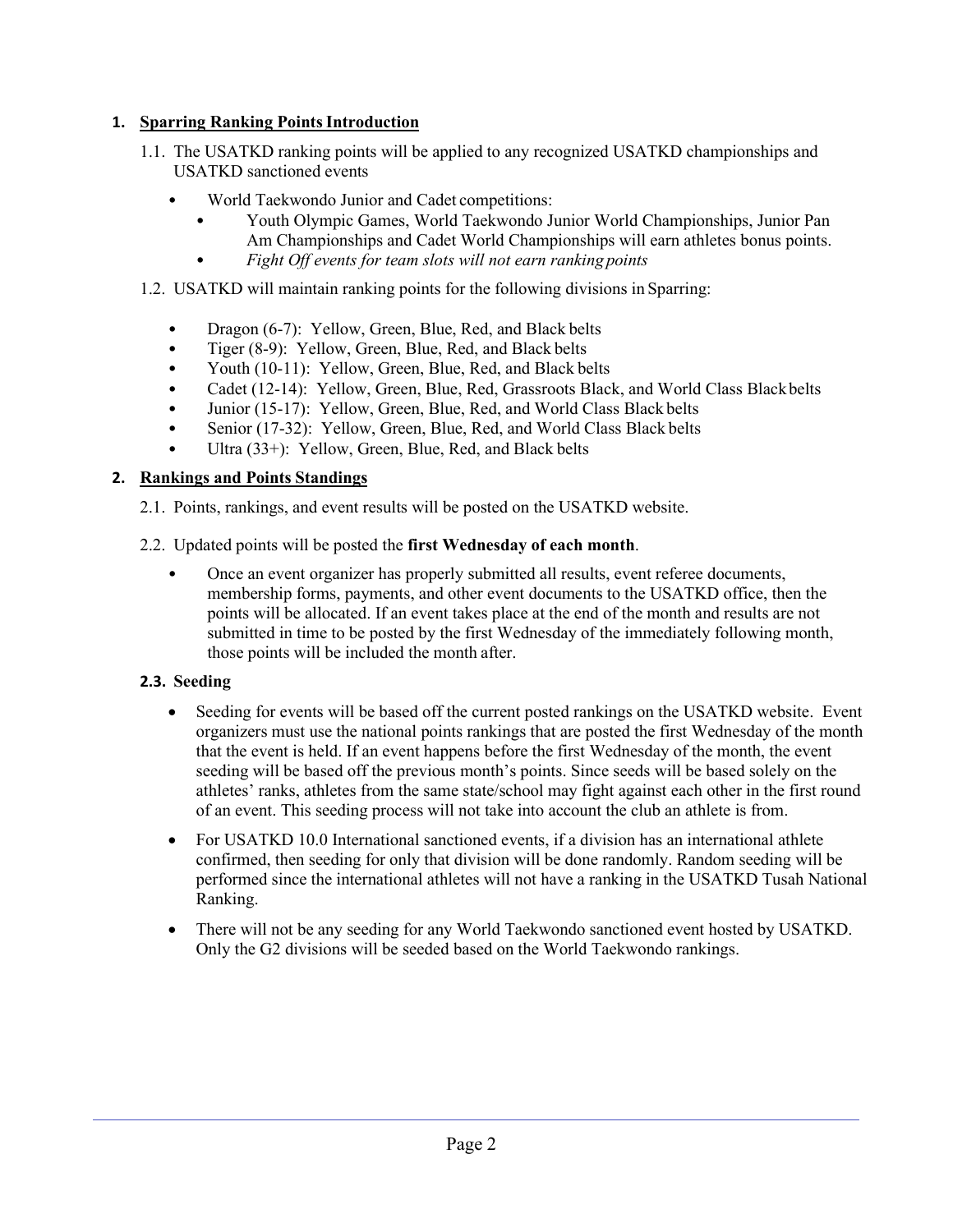## 1. Sparring Ranking Points Introduction

1.1. The USATKD ranking points will be applied to any recognized USATKD championships and USATKD sanctioned events

- World Taekwondo Junior and Cadet competitions:
  - Youth Olympic Games, World Taekwondo Junior World Championships, Junior Pan Am Championships and Cadet World Championships will earn athletes bonus points.
  - *Fight Off events for team slots will not earn ranking points*

1.2. USATKD will maintain ranking points for the following divisions in Sparring:

- Dragon (6-7): Yellow, Green, Blue, Red, and Black belts
- Tiger (8-9): Yellow, Green, Blue, Red, and Black belts
- Youth (10-11): Yellow, Green, Blue, Red, and Black belts
- Cadet (12-14): Yellow, Green, Blue, Red, Grassroots Black, and World Class Black belts
- Junior (15-17): Yellow, Green, Blue, Red, and World Class Black belts
- Senior (17-32): Yellow, Green, Blue, Red, and World Class Black belts
- Ultra (33+): Yellow, Green, Blue, Red, and Black belts

## 2. Rankings and Points Standings

2.1. Points, rankings, and event results will be posted on the USATKD website.

2.2. Updated points will be posted the **first Wednesday of each month**.

- Once an event organizer has properly submitted all results, event referee documents, membership forms, payments, and other event documents to the USATKD office, then the points will be allocated. If an event takes place at the end of the month and results are not submitted in time to be posted by the first Wednesday of the immediately following month, those points will be included the month after.

### 2.3. Seeding

- Seeding for events will be based off the current posted rankings on the USATKD website. Event organizers must use the national points rankings that are posted the first Wednesday of the month that the event is held. If an event happens before the first Wednesday of the month, the event seeding will be based off the previous month's points. Since seeds will be based solely on the athletes' ranks, athletes from the same state/school may fight against each other in the first round of an event. This seeding process will not take into account the club an athlete is from.
- For USATKD 10.0 International sanctioned events, if a division has an international athlete confirmed, then seeding for only that division will be done randomly. Random seeding will be performed since the international athletes will not have a ranking in the USATKD Tusah National Ranking.
- There will not be any seeding for any World Taekwondo sanctioned event hosted by USATKD. Only the G2 divisions will be seeded based on the World Taekwondo rankings.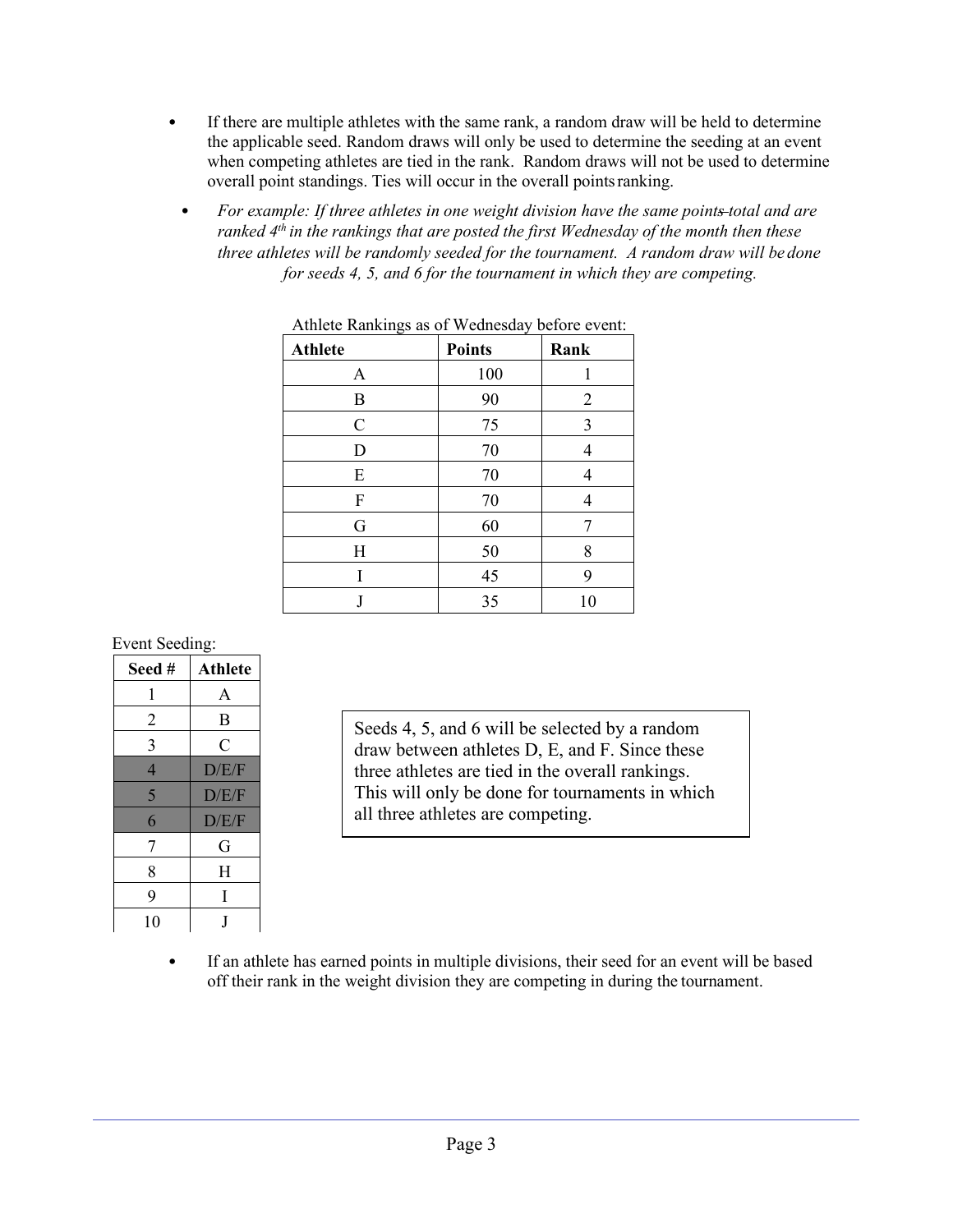- If there are multiple athletes with the same rank, a random draw will be held to determine the applicable seed. Random draws will only be used to determine the seeding at an event when competing athletes are tied in the rank. Random draws will not be used to determine overall point standings. Ties will occur in the overall points ranking.
  - *For example: If three athletes in one weight division have the same points total and are ranked 4th in the rankings that are posted the first Wednesday of the month then these three athletes will be randomly seeded for the tournament. A random draw will be done for seeds 4, 5, and 6 for the tournament in which they are competing.*

Athlete Rankings as of Wednesday before event:

| Athlete | Points | Rank |
|---|---|---|
| A | 100 | 1 |
| B | 90 | 2 |
| C | 75 | 3 |
| D | 70 | 4 |
| E | 70 | 4 |
| F | 70 | 4 |
| G | 60 | 7 |
| H | 50 | 8 |
| I | 45 | 9 |
| J | 35 | 10 |

Event Seeding:

| Seed # | Athlete |
|---|---|
| 1 | A |
| 2 | B |
| 3 | C |
| 4 | D/E/F |
| 5 | D/E/F |
| 6 | D/E/F |
| 7 | G |
| 8 | H |
| 9 | I |
| 10 | J |

Seeds 4, 5, and 6 will be selected by a random draw between athletes D, E, and F. Since these three athletes are tied in the overall rankings. This will only be done for tournaments in which all three athletes are competing.

- If an athlete has earned points in multiple divisions, their seed for an event will be based off their rank in the weight division they are competing in during the tournament.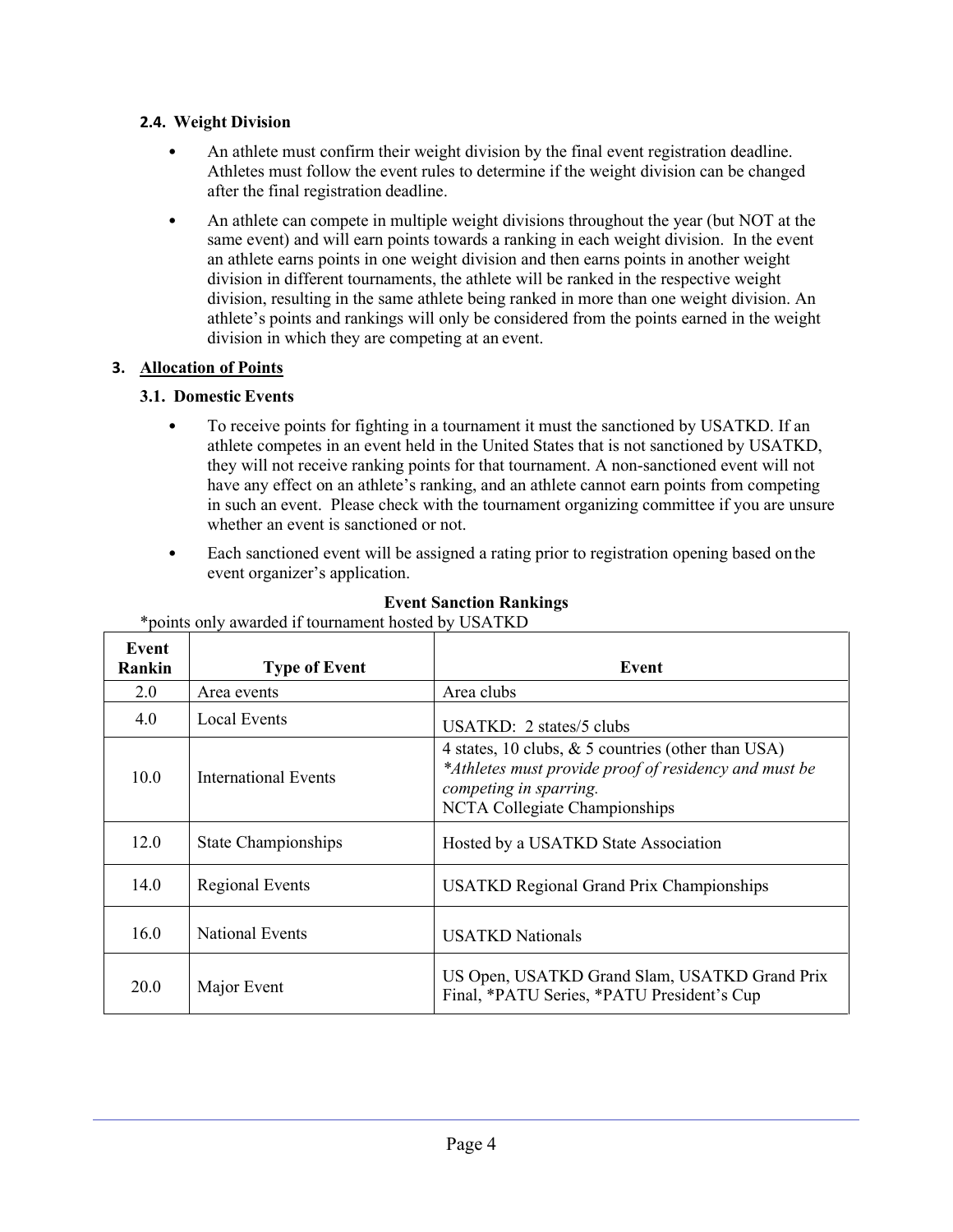### 2.4. Weight Division

- An athlete must confirm their weight division by the final event registration deadline. Athletes must follow the event rules to determine if the weight division can be changed after the final registration deadline.
- An athlete can compete in multiple weight divisions throughout the year (but NOT at the same event) and will earn points towards a ranking in each weight division. In the event an athlete earns points in one weight division and then earns points in another weight division in different tournaments, the athlete will be ranked in the respective weight division, resulting in the same athlete being ranked in more than one weight division. An athlete's points and rankings will only be considered from the points earned in the weight division in which they are competing at an event.

## 3. Allocation of Points

### 3.1. Domestic Events

- To receive points for fighting in a tournament it must the sanctioned by USATKD. If an athlete competes in an event held in the United States that is not sanctioned by USATKD, they will not receive ranking points for that tournament. A non-sanctioned event will not have any effect on an athlete's ranking, and an athlete cannot earn points from competing in such an event. Please check with the tournament organizing committee if you are unsure whether an event is sanctioned or not.
- Each sanctioned event will be assigned a rating prior to registration opening based on the event organizer's application.

**Event Sanction Rankings**

*points only awarded if tournament hosted by USATKD

| Event Rankin | Type of Event | Event |
|---|---|---|
| 2.0 | Area events | Area clubs |
| 4.0 | Local Events | USATKD: 2 states/5 clubs |
| 10.0 | International Events | 4 states, 10 clubs, & 5 countries (other than USA) *Athletes must provide proof of residency and must be competing in sparring.* NCTA Collegiate Championships |
| 12.0 | State Championships | Hosted by a USATKD State Association |
| 14.0 | Regional Events | USATKD Regional Grand Prix Championships |
| 16.0 | National Events | USATKD Nationals |
| 20.0 | Major Event | US Open, USATKD Grand Slam, USATKD Grand Prix Final, *PATU Series, *PATU President's Cup |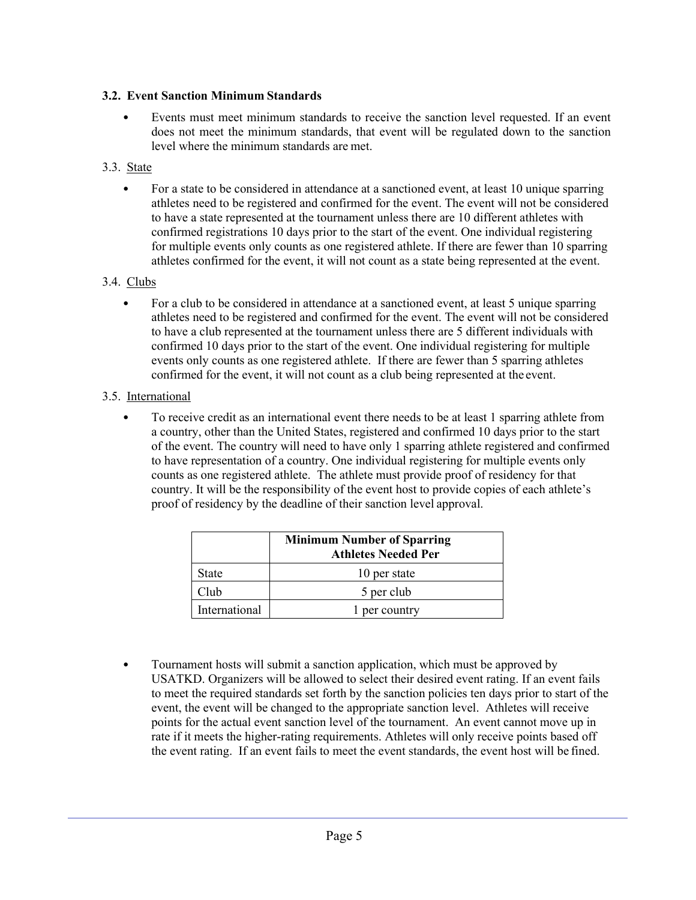### 3.2. Event Sanction Minimum Standards

- Events must meet minimum standards to receive the sanction level requested. If an event does not meet the minimum standards, that event will be regulated down to the sanction level where the minimum standards are met.

3.3. State

- For a state to be considered in attendance at a sanctioned event, at least 10 unique sparring athletes need to be registered and confirmed for the event. The event will not be considered to have a state represented at the tournament unless there are 10 different athletes with confirmed registrations 10 days prior to the start of the event. One individual registering for multiple events only counts as one registered athlete. If there are fewer than 10 sparring athletes confirmed for the event, it will not count as a state being represented at the event.

3.4. Clubs

- For a club to be considered in attendance at a sanctioned event, at least 5 unique sparring athletes need to be registered and confirmed for the event. The event will not be considered to have a club represented at the tournament unless there are 5 different individuals with confirmed 10 days prior to the start of the event. One individual registering for multiple events only counts as one registered athlete. If there are fewer than 5 sparring athletes confirmed for the event, it will not count as a club being represented at the event.

3.5. International

- To receive credit as an international event there needs to be at least 1 sparring athlete from a country, other than the United States, registered and confirmed 10 days prior to the start of the event. The country will need to have only 1 sparring athlete registered and confirmed to have representation of a country. One individual registering for multiple events only counts as one registered athlete. The athlete must provide proof of residency for that country. It will be the responsibility of the event host to provide copies of each athlete's proof of residency by the deadline of their sanction level approval.

| | Minimum Number of Sparring Athletes Needed Per |
|---|---|
| State | 10 per state |
| Club | 5 per club |
| International | 1 per country |

- Tournament hosts will submit a sanction application, which must be approved by USATKD. Organizers will be allowed to select their desired event rating. If an event fails to meet the required standards set forth by the sanction policies ten days prior to start of the event, the event will be changed to the appropriate sanction level. Athletes will receive points for the actual event sanction level of the tournament. An event cannot move up in rate if it meets the higher-rating requirements. Athletes will only receive points based off the event rating. If an event fails to meet the event standards, the event host will be fined.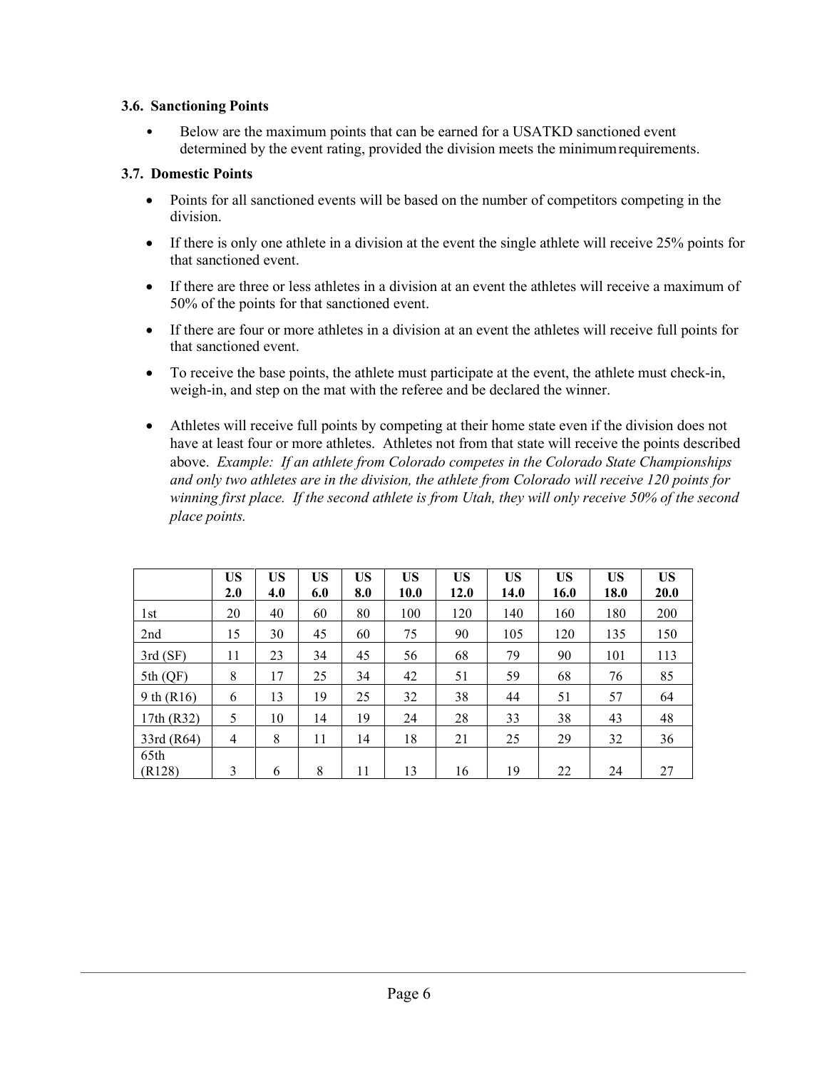### 3.6. Sanctioning Points

- Below are the maximum points that can be earned for a USATKD sanctioned event determined by the event rating, provided the division meets the minimum requirements.

### 3.7. Domestic Points

- Points for all sanctioned events will be based on the number of competitors competing in the division.
- If there is only one athlete in a division at the event the single athlete will receive 25% points for that sanctioned event.
- If there are three or less athletes in a division at an event the athletes will receive a maximum of 50% of the points for that sanctioned event.
- If there are four or more athletes in a division at an event the athletes will receive full points for that sanctioned event.
- To receive the base points, the athlete must participate at the event, the athlete must check-in, weigh-in, and step on the mat with the referee and be declared the winner.
- Athletes will receive full points by competing at their home state even if the division does not have at least four or more athletes. Athletes not from that state will receive the points described above. *Example: If an athlete from Colorado competes in the Colorado State Championships and only two athletes are in the division, the athlete from Colorado will receive 120 points for winning first place. If the second athlete is from Utah, they will only receive 50% of the second place points.*

| | **US 2.0** | **US 4.0** | **US 6.0** | **US 8.0** | **US 10.0** | **US 12.0** | **US 14.0** | **US 16.0** | **US 18.0** | **US 20.0** |
|---|---|---|---|---|---|---|---|---|---|---|
| 1st | 20 | 40 | 60 | 80 | 100 | 120 | 140 | 160 | 180 | 200 |
| 2nd | 15 | 30 | 45 | 60 | 75 | 90 | 105 | 120 | 135 | 150 |
| 3rd (SF) | 11 | 23 | 34 | 45 | 56 | 68 | 79 | 90 | 101 | 113 |
| 5th (QF) | 8 | 17 | 25 | 34 | 42 | 51 | 59 | 68 | 76 | 85 |
| 9 th (R16) | 6 | 13 | 19 | 25 | 32 | 38 | 44 | 51 | 57 | 64 |
| 17th (R32) | 5 | 10 | 14 | 19 | 24 | 28 | 33 | 38 | 43 | 48 |
| 33rd (R64) | 4 | 8 | 11 | 14 | 18 | 21 | 25 | 29 | 32 | 36 |
| 65th (R128) | 3 | 6 | 8 | 11 | 13 | 16 | 19 | 22 | 24 | 27 |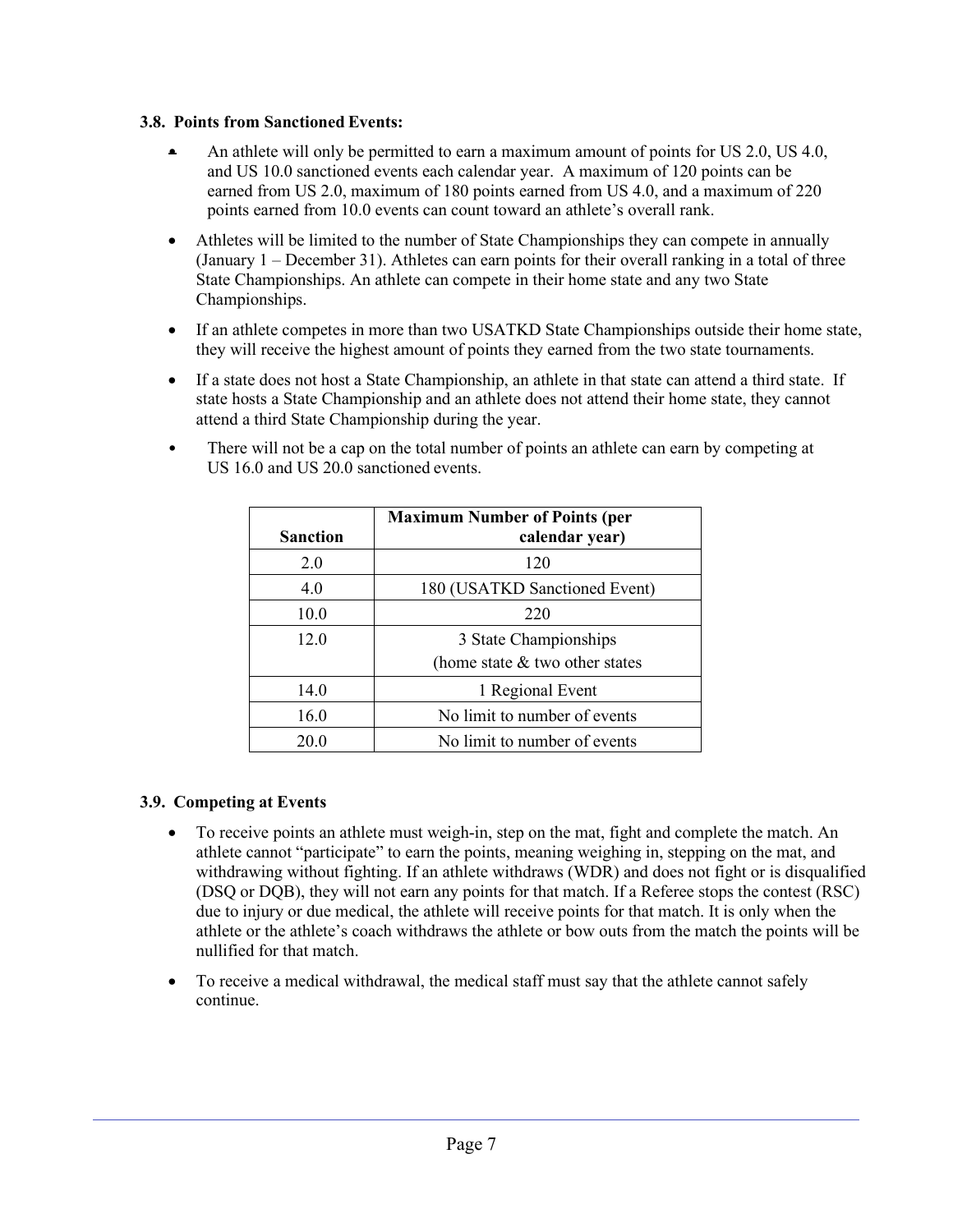### 3.8. Points from Sanctioned Events:

- An athlete will only be permitted to earn a maximum amount of points for US 2.0, US 4.0, and US 10.0 sanctioned events each calendar year. A maximum of 120 points can be earned from US 2.0, maximum of 180 points earned from US 4.0, and a maximum of 220 points earned from 10.0 events can count toward an athlete's overall rank.
- Athletes will be limited to the number of State Championships they can compete in annually (January 1 – December 31). Athletes can earn points for their overall ranking in a total of three State Championships. An athlete can compete in their home state and any two State Championships.
- If an athlete competes in more than two USATKD State Championships outside their home state, they will receive the highest amount of points they earned from the two state tournaments.
- If a state does not host a State Championship, an athlete in that state can attend a third state. If state hosts a State Championship and an athlete does not attend their home state, they cannot attend a third State Championship during the year.
- There will not be a cap on the total number of points an athlete can earn by competing at US 16.0 and US 20.0 sanctioned events.

| Sanction | Maximum Number of Points (per calendar year) |
|---|---|
| 2.0 | 120 |
| 4.0 | 180 (USATKD Sanctioned Event) |
| 10.0 | 220 |
| 12.0 | 3 State Championships (home state & two other states |
| 14.0 | 1 Regional Event |
| 16.0 | No limit to number of events |
| 20.0 | No limit to number of events |

### 3.9. Competing at Events

- To receive points an athlete must weigh-in, step on the mat, fight and complete the match. An athlete cannot "participate" to earn the points, meaning weighing in, stepping on the mat, and withdrawing without fighting. If an athlete withdraws (WDR) and does not fight or is disqualified (DSQ or DQB), they will not earn any points for that match. If a Referee stops the contest (RSC) due to injury or due medical, the athlete will receive points for that match. It is only when the athlete or the athlete's coach withdraws the athlete or bow outs from the match the points will be nullified for that match.
- To receive a medical withdrawal, the medical staff must say that the athlete cannot safely continue.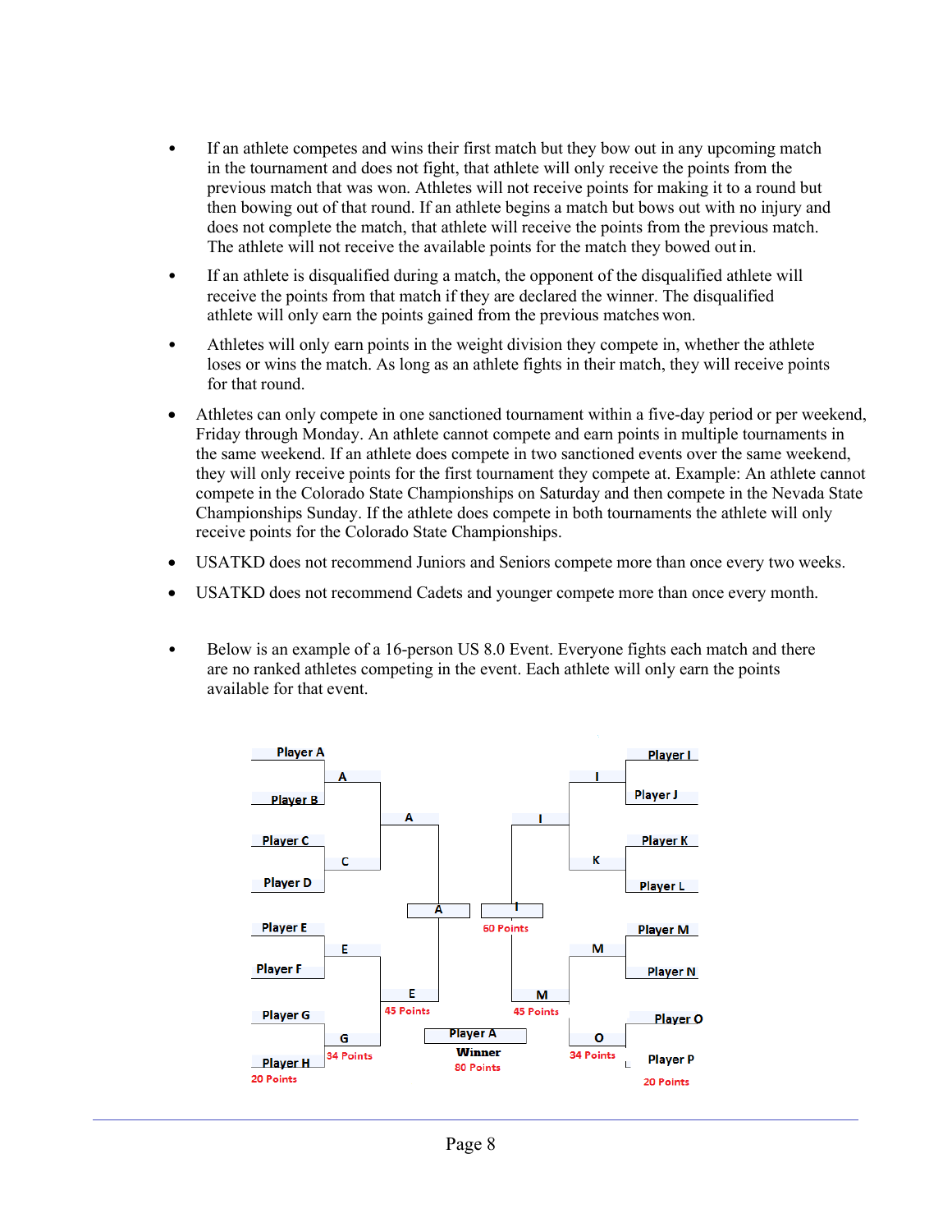- If an athlete competes and wins their first match but they bow out in any upcoming match in the tournament and does not fight, that athlete will only receive the points from the previous match that was won. Athletes will not receive points for making it to a round but then bowing out of that round. If an athlete begins a match but bows out with no injury and does not complete the match, that athlete will receive the points from the previous match. The athlete will not receive the available points for the match they bowed out in.
- If an athlete is disqualified during a match, the opponent of the disqualified athlete will receive the points from that match if they are declared the winner. The disqualified athlete will only earn the points gained from the previous matches won.
- Athletes will only earn points in the weight division they compete in, whether the athlete loses or wins the match. As long as an athlete fights in their match, they will receive points for that round.
- Athletes can only compete in one sanctioned tournament within a five-day period or per weekend, Friday through Monday. An athlete cannot compete and earn points in multiple tournaments in the same weekend. If an athlete does compete in two sanctioned events over the same weekend, they will only receive points for the first tournament they compete at. Example: An athlete cannot compete in the Colorado State Championships on Saturday and then compete in the Nevada State Championships Sunday. If the athlete does compete in both tournaments the athlete will only receive points for the Colorado State Championships.
- USATKD does not recommend Juniors and Seniors compete more than once every two weeks.
- USATKD does not recommend Cadets and younger compete more than once every month.
- Below is an example of a 16-person US 8.0 Event. Everyone fights each match and there are no ranked athletes competing in the event. Each athlete will only earn the points available for that event.

Round 1: Player A vs Player B → A; Player C vs Player D → C; Player E vs Player F → E; Player G vs Player H → G; Player I vs Player J → I; Player K vs Player L → K; Player M vs Player N → M; Player O vs Player P → O

Player H: 20 Points; Player P: 20 Points

Round 2: A vs C → A; E vs G → E; I vs K → I; M vs O → M

G: 34 Points; O: 34 Points

Semifinals: A vs E → A; I vs M → I

E: 45 Points; M: 45 Points

Final: A vs I → Player A

I: 60 Points

Player A Winner 80 Points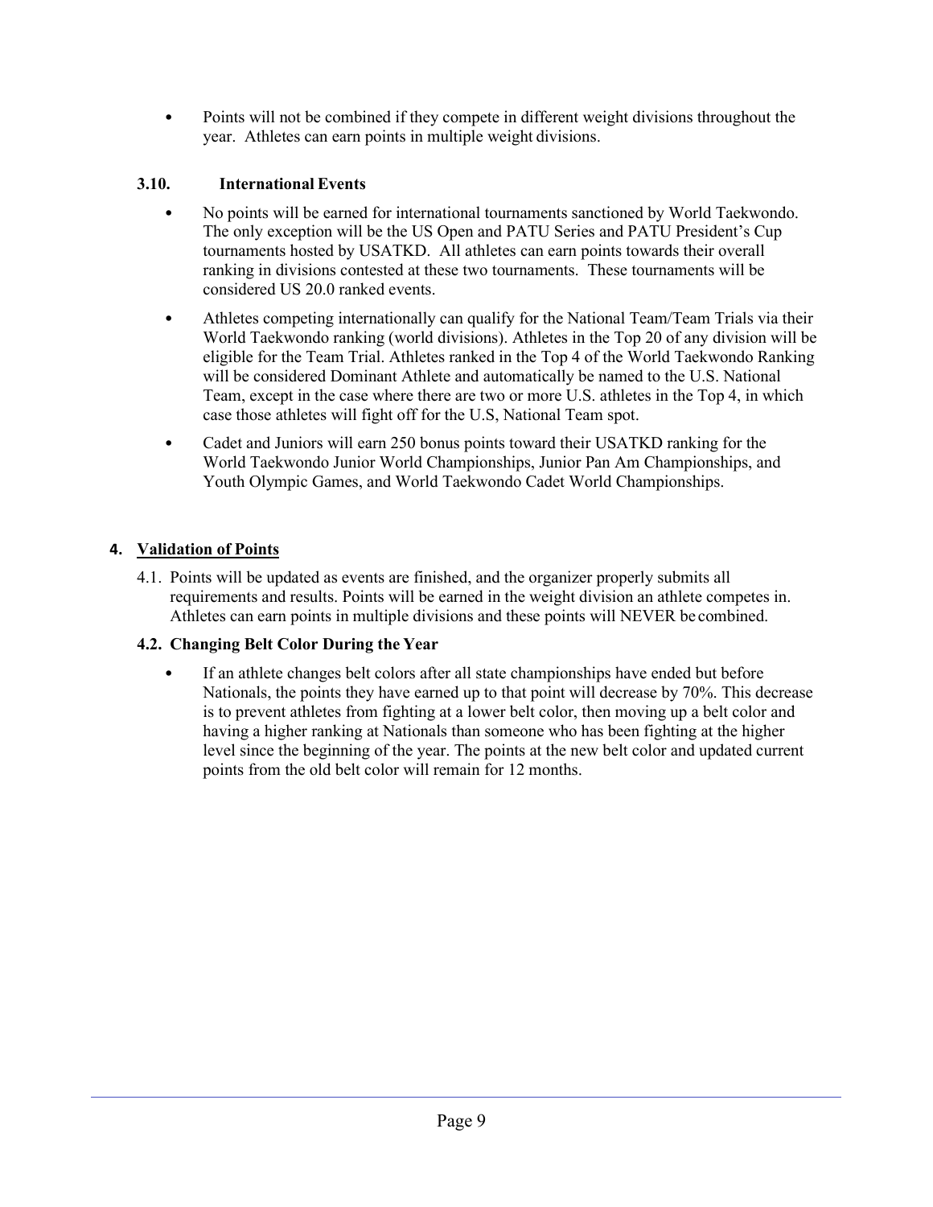- Points will not be combined if they compete in different weight divisions throughout the year. Athletes can earn points in multiple weight divisions.

### 3.10. International Events

- No points will be earned for international tournaments sanctioned by World Taekwondo. The only exception will be the US Open and PATU Series and PATU President's Cup tournaments hosted by USATKD. All athletes can earn points towards their overall ranking in divisions contested at these two tournaments. These tournaments will be considered US 20.0 ranked events.
- Athletes competing internationally can qualify for the National Team/Team Trials via their World Taekwondo ranking (world divisions). Athletes in the Top 20 of any division will be eligible for the Team Trial. Athletes ranked in the Top 4 of the World Taekwondo Ranking will be considered Dominant Athlete and automatically be named to the U.S. National Team, except in the case where there are two or more U.S. athletes in the Top 4, in which case those athletes will fight off for the U.S, National Team spot.
- Cadet and Juniors will earn 250 bonus points toward their USATKD ranking for the World Taekwondo Junior World Championships, Junior Pan Am Championships, and Youth Olympic Games, and World Taekwondo Cadet World Championships.

## 4. Validation of Points

4.1. Points will be updated as events are finished, and the organizer properly submits all requirements and results. Points will be earned in the weight division an athlete competes in. Athletes can earn points in multiple divisions and these points will NEVER be combined.

### 4.2. Changing Belt Color During the Year

- If an athlete changes belt colors after all state championships have ended but before Nationals, the points they have earned up to that point will decrease by 70%. This decrease is to prevent athletes from fighting at a lower belt color, then moving up a belt color and having a higher ranking at Nationals than someone who has been fighting at the higher level since the beginning of the year. The points at the new belt color and updated current points from the old belt color will remain for 12 months.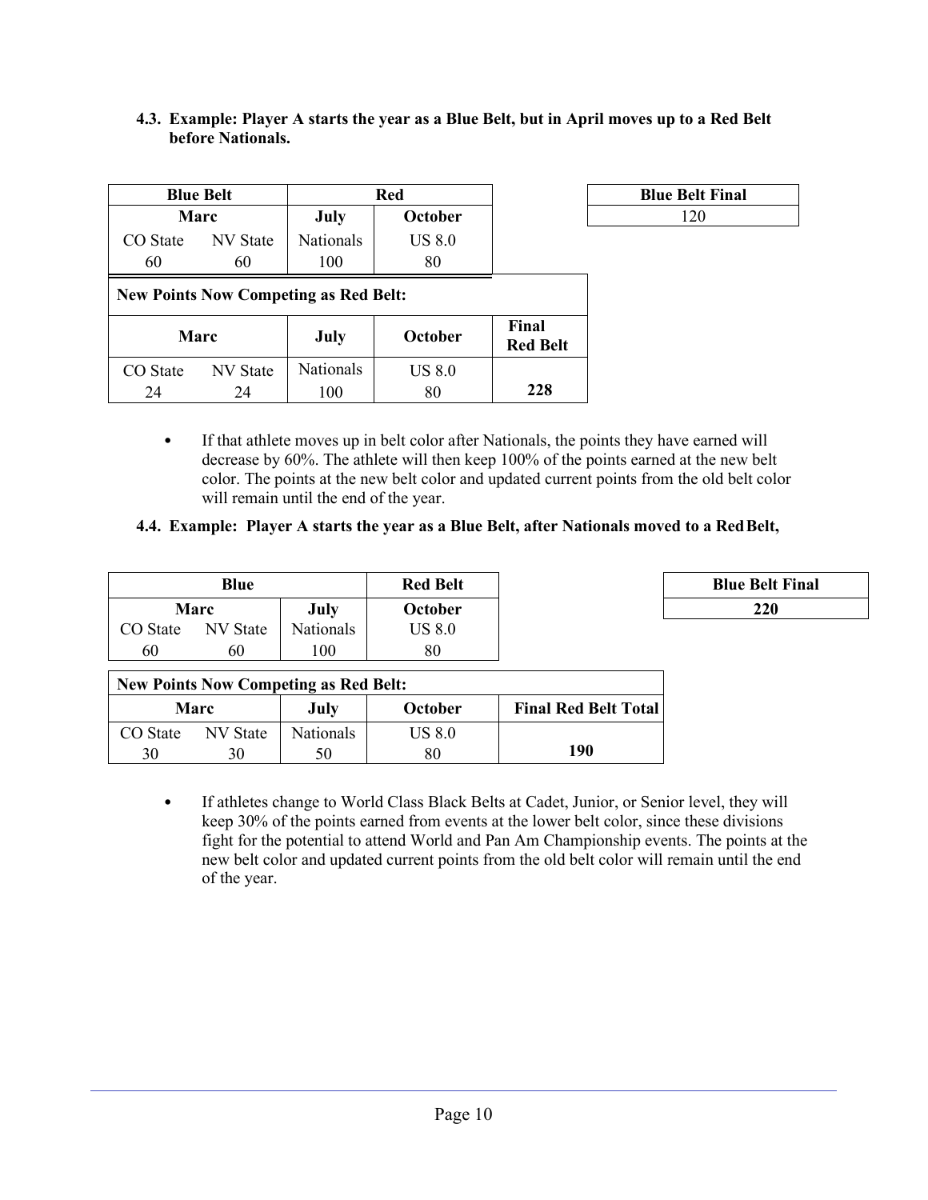**4.3. Example: Player A starts the year as a Blue Belt, but in April moves up to a Red Belt before Nationals.**

| Blue Belt | | Red | |
|---|---|---|---|
| Marc | | July | October |
| CO State | NV State | Nationals | US 8.0 |
| 60 | 60 | 100 | 80 |

| Blue Belt Final |
|---|
| 120 |

| New Points Now Competing as Red Belt: | | | | |
|---|---|---|---|---|
| Marc | | July | October | Final Red Belt |
| CO State | NV State | Nationals | US 8.0 | |
| 24 | 24 | 100 | 80 | **228** |

- If that athlete moves up in belt color after Nationals, the points they have earned will decrease by 60%. The athlete will then keep 100% of the points earned at the new belt color. The points at the new belt color and updated current points from the old belt color will remain until the end of the year.

**4.4. Example: Player A starts the year as a Blue Belt, after Nationals moved to a Red Belt,**

| Blue | | | Red Belt |
|---|---|---|---|
| Marc | | July | October |
| CO State | NV State | Nationals | US 8.0 |
| 60 | 60 | 100 | 80 |

| Blue Belt Final |
|---|
| **220** |

| New Points Now Competing as Red Belt: | | | | |
|---|---|---|---|---|
| Marc | | July | October | Final Red Belt Total |
| CO State | NV State | Nationals | US 8.0 | |
| 30 | 30 | 50 | 80 | **190** |

- If athletes change to World Class Black Belts at Cadet, Junior, or Senior level, they will keep 30% of the points earned from events at the lower belt color, since these divisions fight for the potential to attend World and Pan Am Championship events. The points at the new belt color and updated current points from the old belt color will remain until the end of the year.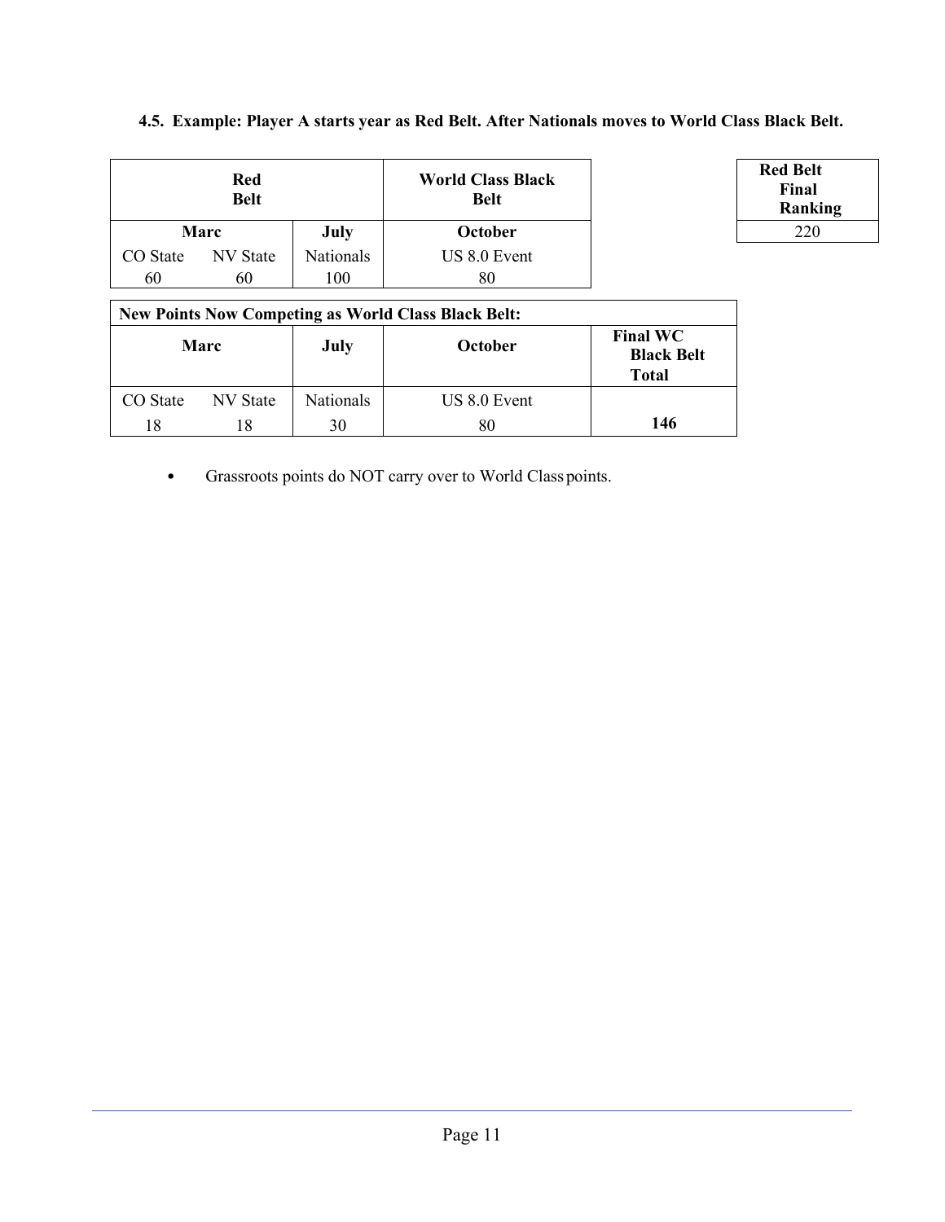### 4.5. Example: Player A starts year as Red Belt. After Nationals moves to World Class Black Belt.

| Red Belt | | | World Class Black Belt |
|---|---|---|---|
| Marc | | July | October |
| CO State | NV State | Nationals | US 8.0 Event |
| 60 | 60 | 100 | 80 |

| Red Belt Final Ranking |
|---|
| 220 |

| New Points Now Competing as World Class Black Belt: | | | | |
|---|---|---|---|---|
| Marc | | July | October | Final WC Black Belt Total |
| CO State | NV State | Nationals | US 8.0 Event | |
| 18 | 18 | 30 | 80 | **146** |

- Grassroots points do NOT carry over to World Class points.